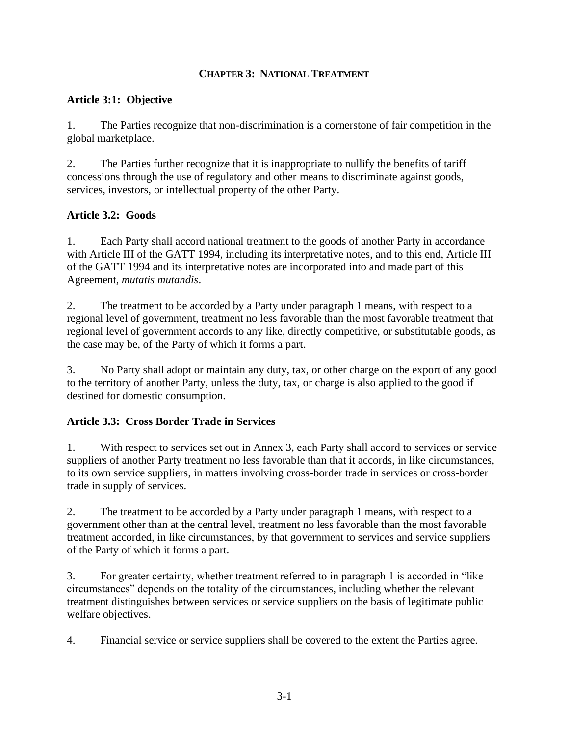# CHAPTER 3: NATIONAL TREATMENT

## Article 3:1: Objective

1. The Parties recognize that non-discrimination is a cornerstone of fair competition in the global marketplace.

2. The Parties further recognize that it is inappropriate to nullify the benefits of tariff concessions through the use of regulatory and other means to discriminate against goods, services, investors, or intellectual property of the other Party.

## Article 3.2: Goods

1. Each Party shall accord national treatment to the goods of another Party in accordance with Article III of the GATT 1994, including its interpretative notes, and to this end, Article III of the GATT 1994 and its interpretative notes are incorporated into and made part of this Agreement, *mutatis mutandis*.

2. The treatment to be accorded by a Party under paragraph 1 means, with respect to a regional level of government, treatment no less favorable than the most favorable treatment that regional level of government accords to any like, directly competitive, or substitutable goods, as the case may be, of the Party of which it forms a part.

3. No Party shall adopt or maintain any duty, tax, or other charge on the export of any good to the territory of another Party, unless the duty, tax, or charge is also applied to the good if destined for domestic consumption.

## Article 3.3: Cross Border Trade in Services

1. With respect to services set out in Annex 3, each Party shall accord to services or service suppliers of another Party treatment no less favorable than that it accords, in like circumstances, to its own service suppliers, in matters involving cross-border trade in services or cross-border trade in supply of services.

2. The treatment to be accorded by a Party under paragraph 1 means, with respect to a government other than at the central level, treatment no less favorable than the most favorable treatment accorded, in like circumstances, by that government to services and service suppliers of the Party of which it forms a part.

3. For greater certainty, whether treatment referred to in paragraph 1 is accorded in "like circumstances" depends on the totality of the circumstances, including whether the relevant treatment distinguishes between services or service suppliers on the basis of legitimate public welfare objectives.

4. Financial service or service suppliers shall be covered to the extent the Parties agree.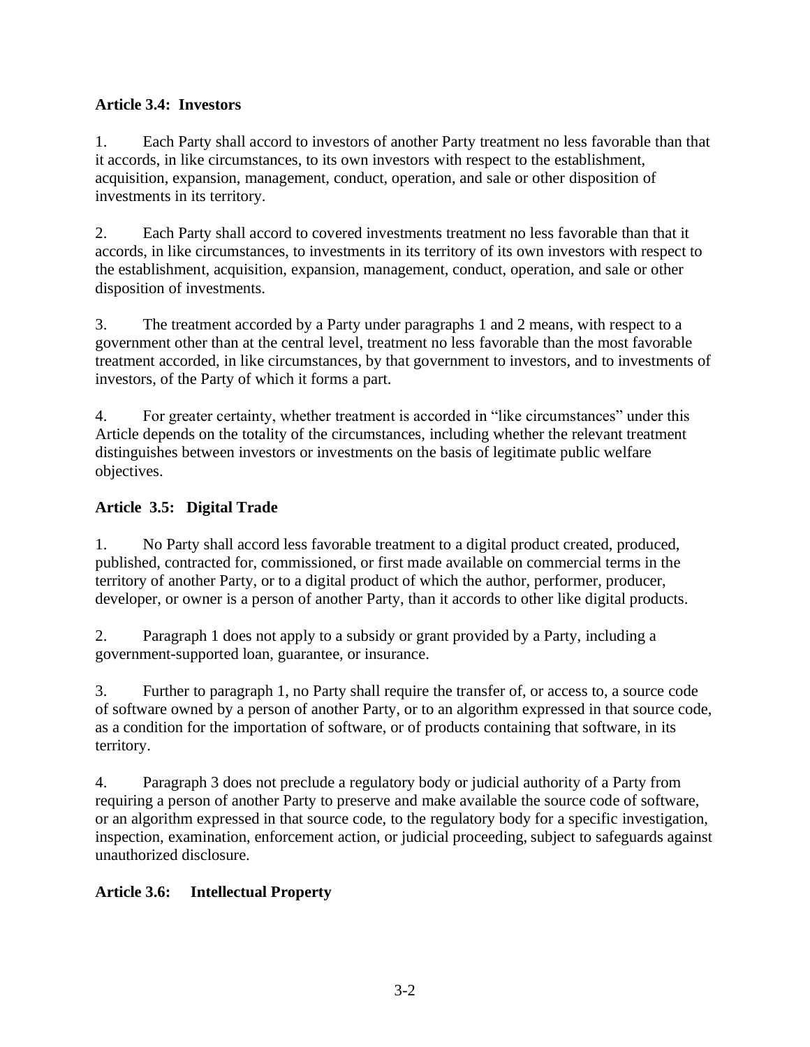### Article 3.4: Investors

1. Each Party shall accord to investors of another Party treatment no less favorable than that it accords, in like circumstances, to its own investors with respect to the establishment, acquisition, expansion, management, conduct, operation, and sale or other disposition of investments in its territory.

2. Each Party shall accord to covered investments treatment no less favorable than that it accords, in like circumstances, to investments in its territory of its own investors with respect to the establishment, acquisition, expansion, management, conduct, operation, and sale or other disposition of investments.

3. The treatment accorded by a Party under paragraphs 1 and 2 means, with respect to a government other than at the central level, treatment no less favorable than the most favorable treatment accorded, in like circumstances, by that government to investors, and to investments of investors, of the Party of which it forms a part.

4. For greater certainty, whether treatment is accorded in "like circumstances" under this Article depends on the totality of the circumstances, including whether the relevant treatment distinguishes between investors or investments on the basis of legitimate public welfare objectives.

### Article 3.5: Digital Trade

1. No Party shall accord less favorable treatment to a digital product created, produced, published, contracted for, commissioned, or first made available on commercial terms in the territory of another Party, or to a digital product of which the author, performer, producer, developer, or owner is a person of another Party, than it accords to other like digital products.

2. Paragraph 1 does not apply to a subsidy or grant provided by a Party, including a government-supported loan, guarantee, or insurance.

3. Further to paragraph 1, no Party shall require the transfer of, or access to, a source code of software owned by a person of another Party, or to an algorithm expressed in that source code, as a condition for the importation of software, or of products containing that software, in its territory.

4. Paragraph 3 does not preclude a regulatory body or judicial authority of a Party from requiring a person of another Party to preserve and make available the source code of software, or an algorithm expressed in that source code, to the regulatory body for a specific investigation, inspection, examination, enforcement action, or judicial proceeding, subject to safeguards against unauthorized disclosure.

### Article 3.6: Intellectual Property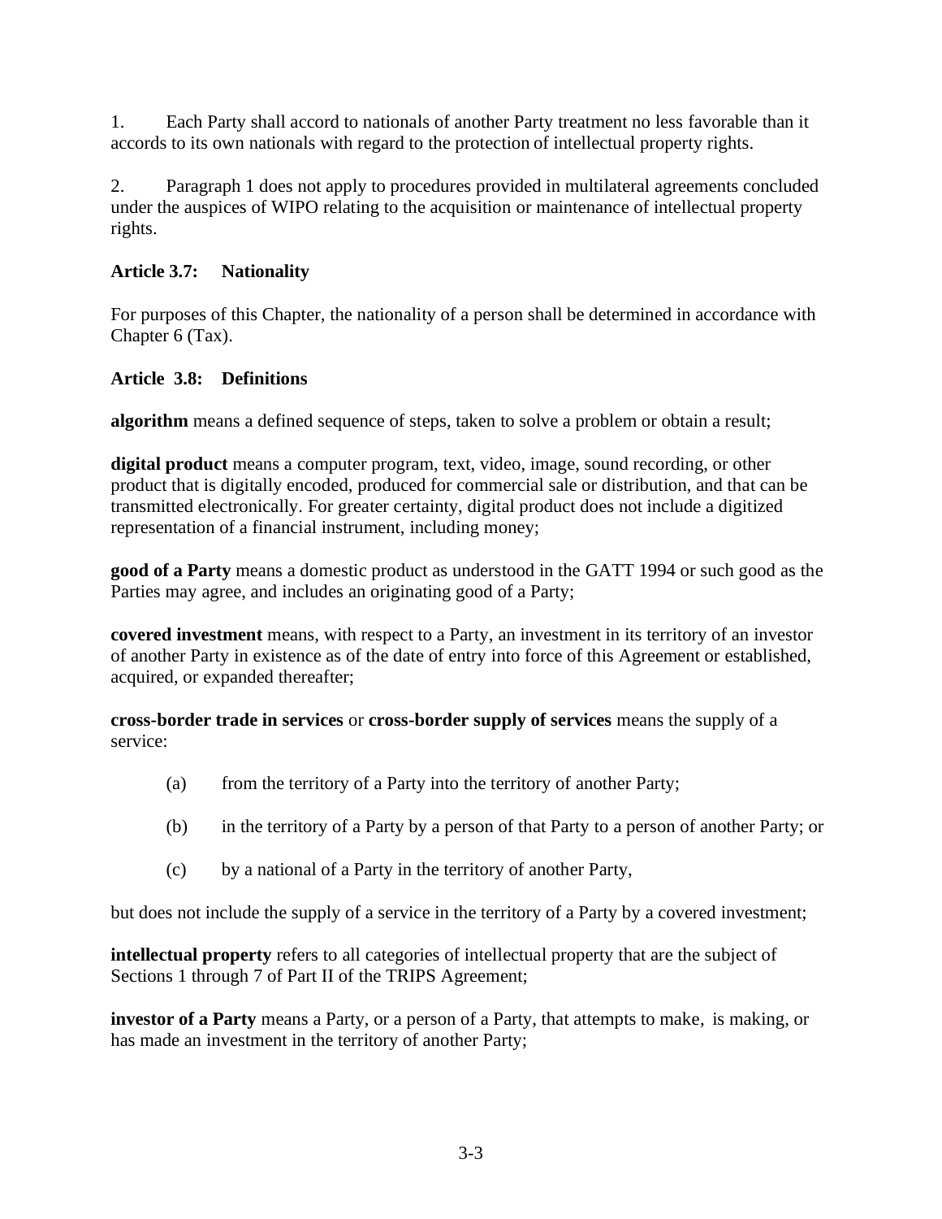1. Each Party shall accord to nationals of another Party treatment no less favorable than it accords to its own nationals with regard to the protection of intellectual property rights.

2. Paragraph 1 does not apply to procedures provided in multilateral agreements concluded under the auspices of WIPO relating to the acquisition or maintenance of intellectual property rights.

**Article 3.7: Nationality**

For purposes of this Chapter, the nationality of a person shall be determined in accordance with Chapter 6 (Tax).

**Article 3.8: Definitions**

**algorithm** means a defined sequence of steps, taken to solve a problem or obtain a result;

**digital product** means a computer program, text, video, image, sound recording, or other product that is digitally encoded, produced for commercial sale or distribution, and that can be transmitted electronically. For greater certainty, digital product does not include a digitized representation of a financial instrument, including money;

**good of a Party** means a domestic product as understood in the GATT 1994 or such good as the Parties may agree, and includes an originating good of a Party;

**covered investment** means, with respect to a Party, an investment in its territory of an investor of another Party in existence as of the date of entry into force of this Agreement or established, acquired, or expanded thereafter;

**cross-border trade in services** or **cross-border supply of services** means the supply of a service:

(a) from the territory of a Party into the territory of another Party;

(b) in the territory of a Party by a person of that Party to a person of another Party; or

(c) by a national of a Party in the territory of another Party,

but does not include the supply of a service in the territory of a Party by a covered investment;

**intellectual property** refers to all categories of intellectual property that are the subject of Sections 1 through 7 of Part II of the TRIPS Agreement;

**investor of a Party** means a Party, or a person of a Party, that attempts to make, is making, or has made an investment in the territory of another Party;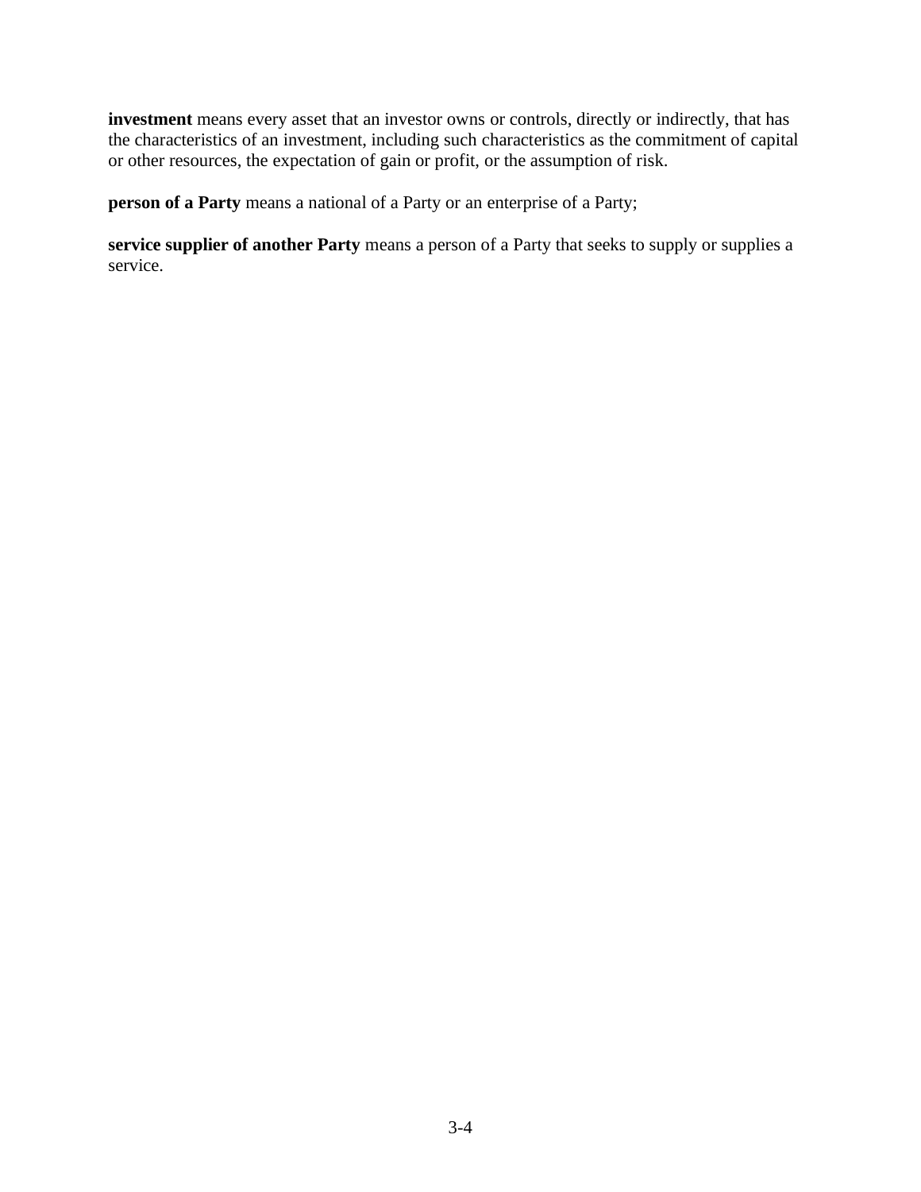**investment** means every asset that an investor owns or controls, directly or indirectly, that has the characteristics of an investment, including such characteristics as the commitment of capital or other resources, the expectation of gain or profit, or the assumption of risk.

**person of a Party** means a national of a Party or an enterprise of a Party;

**service supplier of another Party** means a person of a Party that seeks to supply or supplies a service.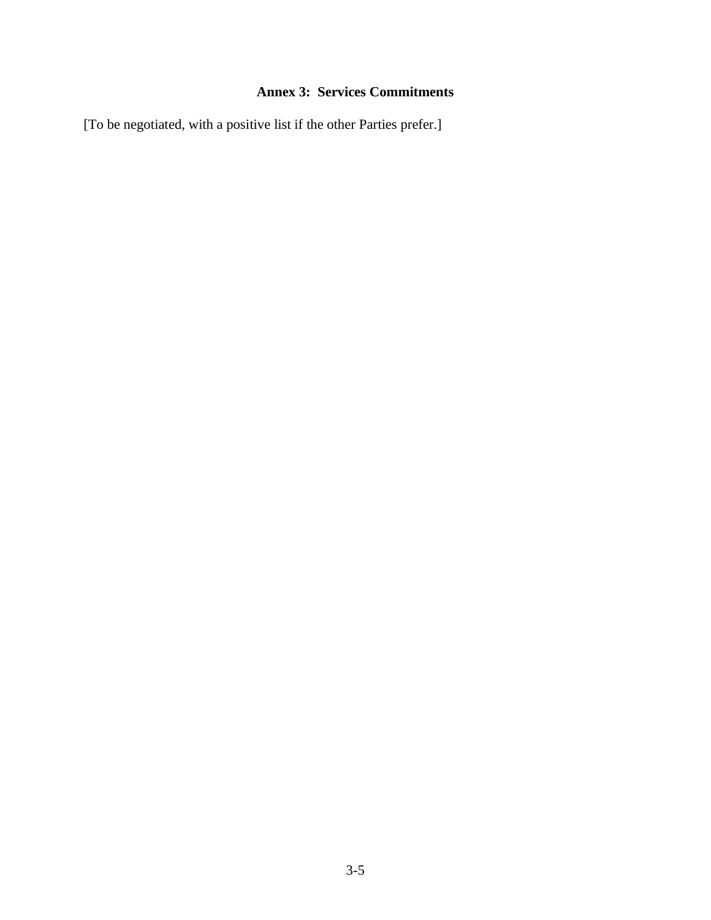## Annex 3: Services Commitments

[To be negotiated, with a positive list if the other Parties prefer.]